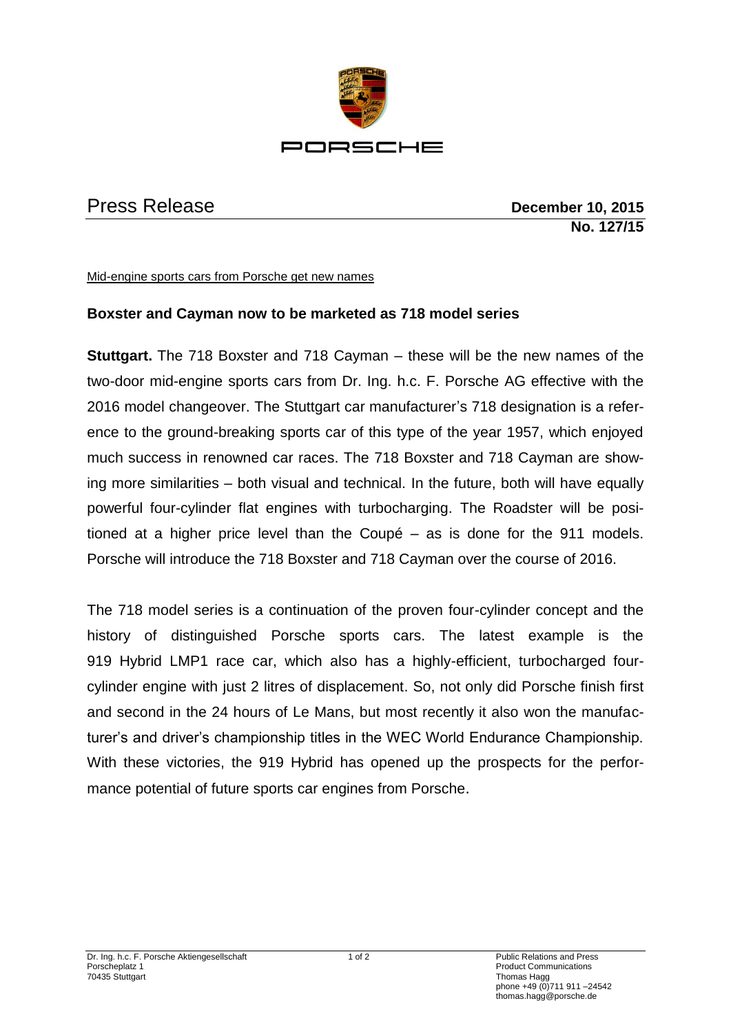PORSCHE

# Press Release

**December 10, 2015**
**No. 127/15**

Mid-engine sports cars from Porsche get new names

## Boxster and Cayman now to be marketed as 718 model series

**Stuttgart.** The 718 Boxster and 718 Cayman – these will be the new names of the two-door mid-engine sports cars from Dr. Ing. h.c. F. Porsche AG effective with the 2016 model changeover. The Stuttgart car manufacturer's 718 designation is a reference to the ground-breaking sports car of this type of the year 1957, which enjoyed much success in renowned car races. The 718 Boxster and 718 Cayman are showing more similarities – both visual and technical. In the future, both will have equally powerful four-cylinder flat engines with turbocharging. The Roadster will be positioned at a higher price level than the Coupé – as is done for the 911 models. Porsche will introduce the 718 Boxster and 718 Cayman over the course of 2016.

The 718 model series is a continuation of the proven four-cylinder concept and the history of distinguished Porsche sports cars. The latest example is the 919 Hybrid LMP1 race car, which also has a highly-efficient, turbocharged four-cylinder engine with just 2 litres of displacement. So, not only did Porsche finish first and second in the 24 hours of Le Mans, but most recently it also won the manufacturer's and driver's championship titles in the WEC World Endurance Championship. With these victories, the 919 Hybrid has opened up the prospects for the performance potential of future sports car engines from Porsche.

Dr. Ing. h.c. F. Porsche Aktiengesellschaft
Porscheplatz 1
70435 Stuttgart

Public Relations and Press
Product Communications
Thomas Hagg
phone +49 (0)711 911 –24542
thomas.hagg@porsche.de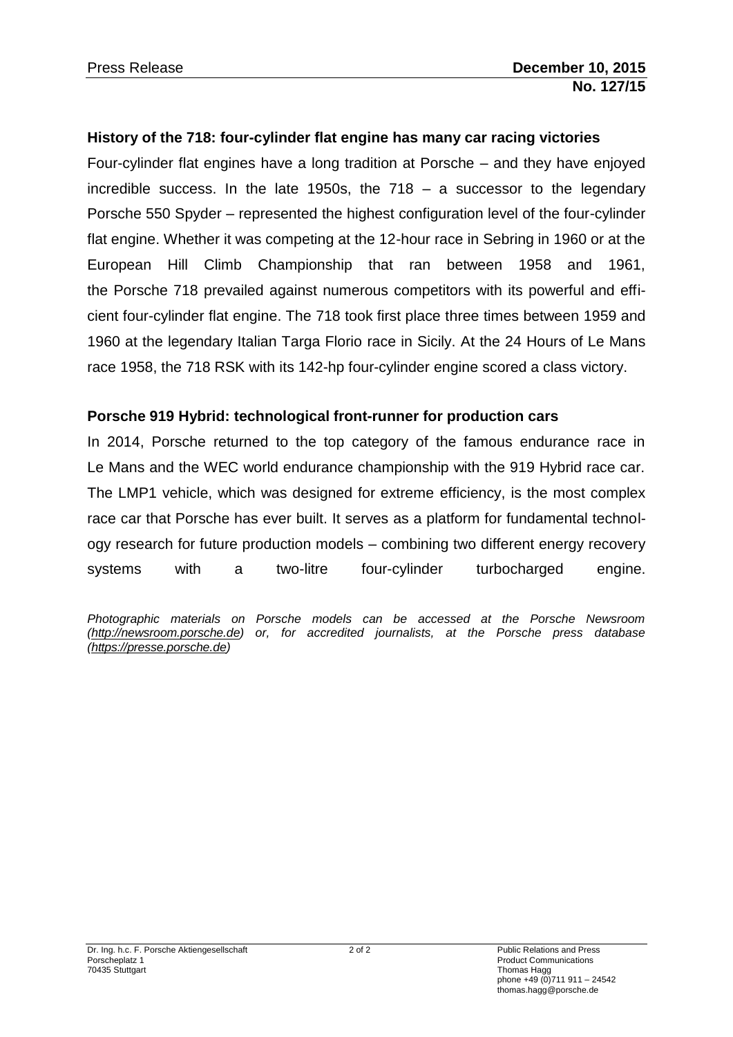## History of the 718: four-cylinder flat engine has many car racing victories

Four-cylinder flat engines have a long tradition at Porsche – and they have enjoyed incredible success. In the late 1950s, the 718 – a successor to the legendary Porsche 550 Spyder – represented the highest configuration level of the four-cylinder flat engine. Whether it was competing at the 12-hour race in Sebring in 1960 or at the European Hill Climb Championship that ran between 1958 and 1961, the Porsche 718 prevailed against numerous competitors with its powerful and efficient four-cylinder flat engine. The 718 took first place three times between 1959 and 1960 at the legendary Italian Targa Florio race in Sicily. At the 24 Hours of Le Mans race 1958, the 718 RSK with its 142-hp four-cylinder engine scored a class victory.

## Porsche 919 Hybrid: technological front-runner for production cars

In 2014, Porsche returned to the top category of the famous endurance race in Le Mans and the WEC world endurance championship with the 919 Hybrid race car. The LMP1 vehicle, which was designed for extreme efficiency, is the most complex race car that Porsche has ever built. It serves as a platform for fundamental technology research for future production models – combining two different energy recovery systems with a two-litre four-cylinder turbocharged engine.

*Photographic materials on Porsche models can be accessed at the Porsche Newsroom (http://newsroom.porsche.de) or, for accredited journalists, at the Porsche press database (https://presse.porsche.de)*